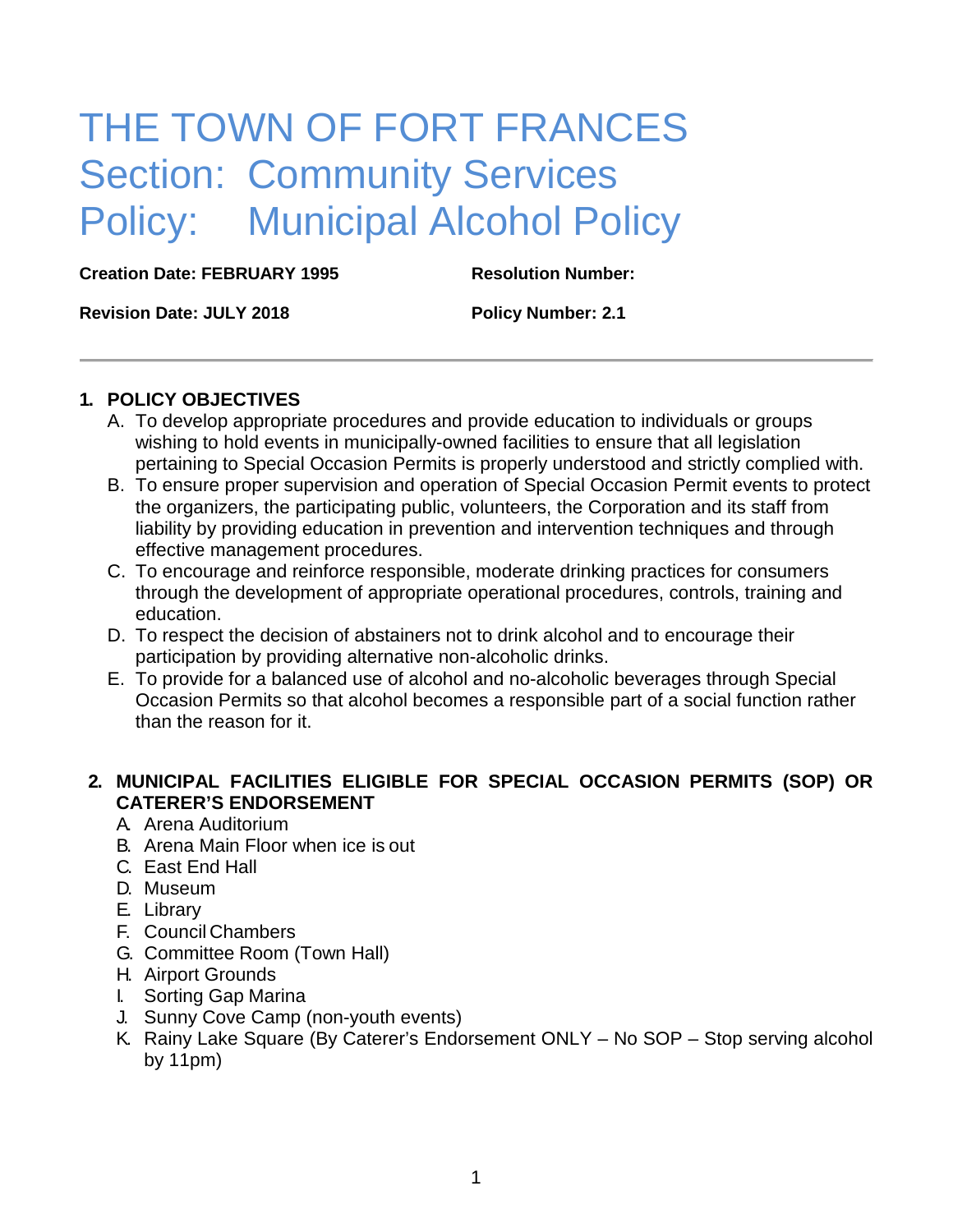# THE TOWN OF FORT FRANCES
# Section: Community Services
# Policy: Municipal Alcohol Policy

**Creation Date: FEBRUARY 1995** | **Resolution Number:**

**Revision Date: JULY 2018** | **Policy Number: 2.1**

---

## 1. POLICY OBJECTIVES

A. To develop appropriate procedures and provide education to individuals or groups wishing to hold events in municipally-owned facilities to ensure that all legislation pertaining to Special Occasion Permits is properly understood and strictly complied with.

B. To ensure proper supervision and operation of Special Occasion Permit events to protect the organizers, the participating public, volunteers, the Corporation and its staff from liability by providing education in prevention and intervention techniques and through effective management procedures.

C. To encourage and reinforce responsible, moderate drinking practices for consumers through the development of appropriate operational procedures, controls, training and education.

D. To respect the decision of abstainers not to drink alcohol and to encourage their participation by providing alternative non-alcoholic drinks.

E. To provide for a balanced use of alcohol and no-alcoholic beverages through Special Occasion Permits so that alcohol becomes a responsible part of a social function rather than the reason for it.

## 2. MUNICIPAL FACILITIES ELIGIBLE FOR SPECIAL OCCASION PERMITS (SOP) OR CATERER'S ENDORSEMENT

A. Arena Auditorium
B. Arena Main Floor when ice is out
C. East End Hall
D. Museum
E. Library
F. Council Chambers
G. Committee Room (Town Hall)
H. Airport Grounds
I. Sorting Gap Marina
J. Sunny Cove Camp (non-youth events)
K. Rainy Lake Square (By Caterer's Endorsement ONLY – No SOP – Stop serving alcohol by 11pm)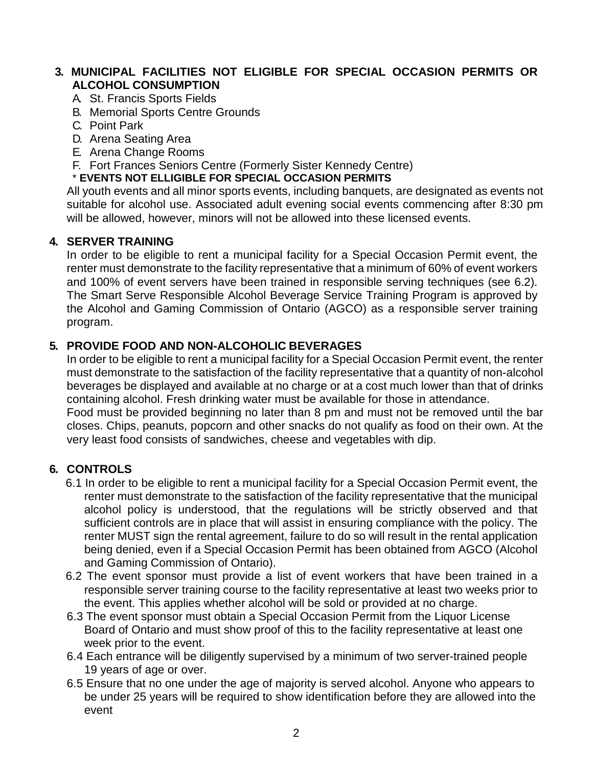## 3. MUNICIPAL FACILITIES NOT ELIGIBLE FOR SPECIAL OCCASION PERMITS OR ALCOHOL CONSUMPTION

A. St. Francis Sports Fields
B. Memorial Sports Centre Grounds
C. Point Park
D. Arena Seating Area
E. Arena Change Rooms
F. Fort Frances Seniors Centre (Formerly Sister Kennedy Centre)

\* **EVENTS NOT ELLIGIBLE FOR SPECIAL OCCASION PERMITS**

All youth events and all minor sports events, including banquets, are designated as events not suitable for alcohol use. Associated adult evening social events commencing after 8:30 pm will be allowed, however, minors will not be allowed into these licensed events.

## 4. SERVER TRAINING

In order to be eligible to rent a municipal facility for a Special Occasion Permit event, the renter must demonstrate to the facility representative that a minimum of 60% of event workers and 100% of event servers have been trained in responsible serving techniques (see 6.2). The Smart Serve Responsible Alcohol Beverage Service Training Program is approved by the Alcohol and Gaming Commission of Ontario (AGCO) as a responsible server training program.

## 5. PROVIDE FOOD AND NON-ALCOHOLIC BEVERAGES

In order to be eligible to rent a municipal facility for a Special Occasion Permit event, the renter must demonstrate to the satisfaction of the facility representative that a quantity of non-alcohol beverages be displayed and available at no charge or at a cost much lower than that of drinks containing alcohol. Fresh drinking water must be available for those in attendance.

Food must be provided beginning no later than 8 pm and must not be removed until the bar closes. Chips, peanuts, popcorn and other snacks do not qualify as food on their own. At the very least food consists of sandwiches, cheese and vegetables with dip.

## 6. CONTROLS

6.1 In order to be eligible to rent a municipal facility for a Special Occasion Permit event, the renter must demonstrate to the satisfaction of the facility representative that the municipal alcohol policy is understood, that the regulations will be strictly observed and that sufficient controls are in place that will assist in ensuring compliance with the policy. The renter MUST sign the rental agreement, failure to do so will result in the rental application being denied, even if a Special Occasion Permit has been obtained from AGCO (Alcohol and Gaming Commission of Ontario).

6.2 The event sponsor must provide a list of event workers that have been trained in a responsible server training course to the facility representative at least two weeks prior to the event. This applies whether alcohol will be sold or provided at no charge.

6.3 The event sponsor must obtain a Special Occasion Permit from the Liquor License Board of Ontario and must show proof of this to the facility representative at least one week prior to the event.

6.4 Each entrance will be diligently supervised by a minimum of two server-trained people 19 years of age or over.

6.5 Ensure that no one under the age of majority is served alcohol. Anyone who appears to be under 25 years will be required to show identification before they are allowed into the event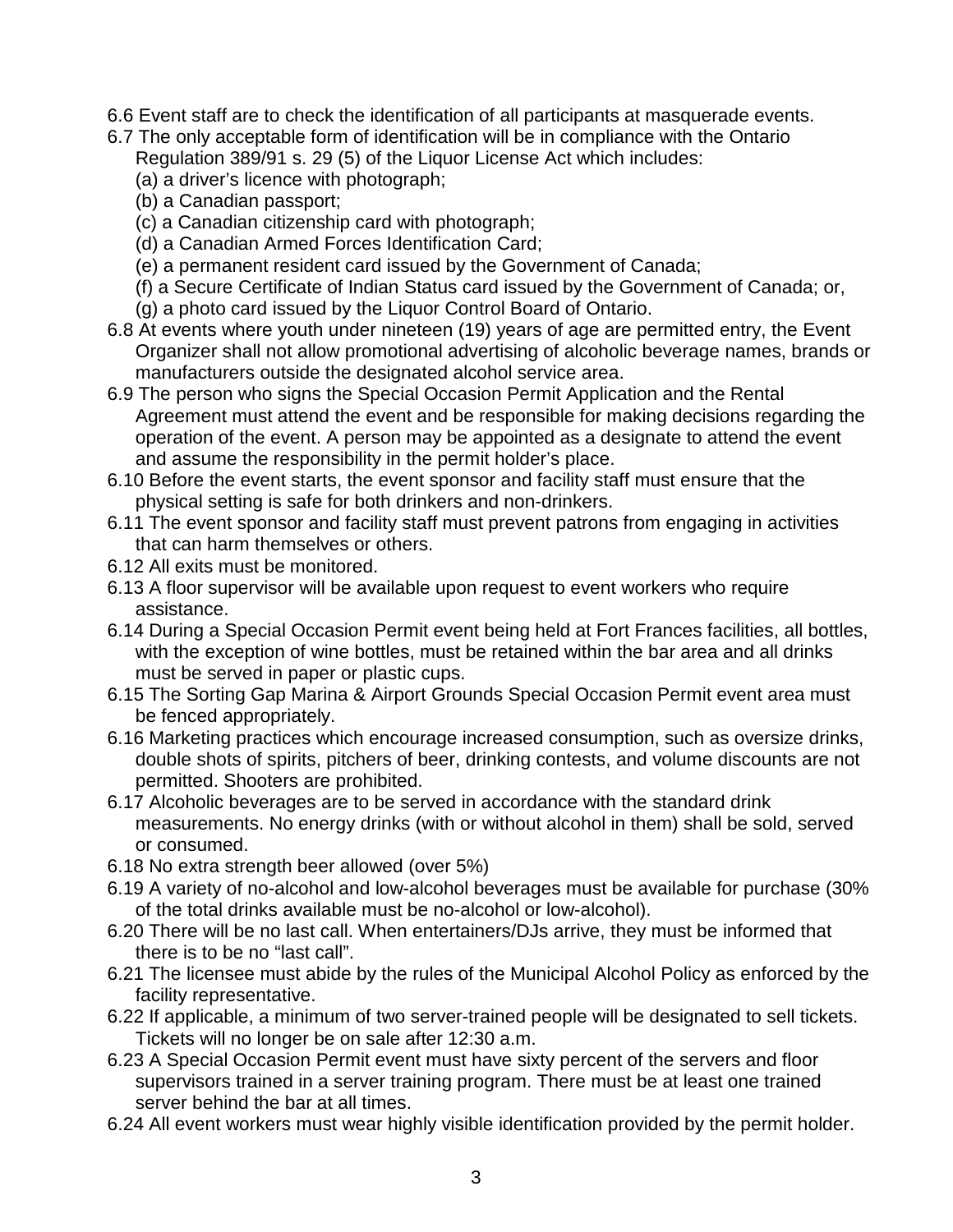6.6 Event staff are to check the identification of all participants at masquerade events.

6.7 The only acceptable form of identification will be in compliance with the Ontario Regulation 389/91 s. 29 (5) of the Liquor License Act which includes:

   (a) a driver's licence with photograph;
   (b) a Canadian passport;
   (c) a Canadian citizenship card with photograph;
   (d) a Canadian Armed Forces Identification Card;
   (e) a permanent resident card issued by the Government of Canada;
   (f) a Secure Certificate of Indian Status card issued by the Government of Canada; or,
   (g) a photo card issued by the Liquor Control Board of Ontario.

6.8 At events where youth under nineteen (19) years of age are permitted entry, the Event Organizer shall not allow promotional advertising of alcoholic beverage names, brands or manufacturers outside the designated alcohol service area.

6.9 The person who signs the Special Occasion Permit Application and the Rental Agreement must attend the event and be responsible for making decisions regarding the operation of the event. A person may be appointed as a designate to attend the event and assume the responsibility in the permit holder's place.

6.10 Before the event starts, the event sponsor and facility staff must ensure that the physical setting is safe for both drinkers and non-drinkers.

6.11 The event sponsor and facility staff must prevent patrons from engaging in activities that can harm themselves or others.

6.12 All exits must be monitored.

6.13 A floor supervisor will be available upon request to event workers who require assistance.

6.14 During a Special Occasion Permit event being held at Fort Frances facilities, all bottles, with the exception of wine bottles, must be retained within the bar area and all drinks must be served in paper or plastic cups.

6.15 The Sorting Gap Marina & Airport Grounds Special Occasion Permit event area must be fenced appropriately.

6.16 Marketing practices which encourage increased consumption, such as oversize drinks, double shots of spirits, pitchers of beer, drinking contests, and volume discounts are not permitted. Shooters are prohibited.

6.17 Alcoholic beverages are to be served in accordance with the standard drink measurements. No energy drinks (with or without alcohol in them) shall be sold, served or consumed.

6.18 No extra strength beer allowed (over 5%)

6.19 A variety of no-alcohol and low-alcohol beverages must be available for purchase (30% of the total drinks available must be no-alcohol or low-alcohol).

6.20 There will be no last call. When entertainers/DJs arrive, they must be informed that there is to be no "last call".

6.21 The licensee must abide by the rules of the Municipal Alcohol Policy as enforced by the facility representative.

6.22 If applicable, a minimum of two server-trained people will be designated to sell tickets. Tickets will no longer be on sale after 12:30 a.m.

6.23 A Special Occasion Permit event must have sixty percent of the servers and floor supervisors trained in a server training program. There must be at least one trained server behind the bar at all times.

6.24 All event workers must wear highly visible identification provided by the permit holder.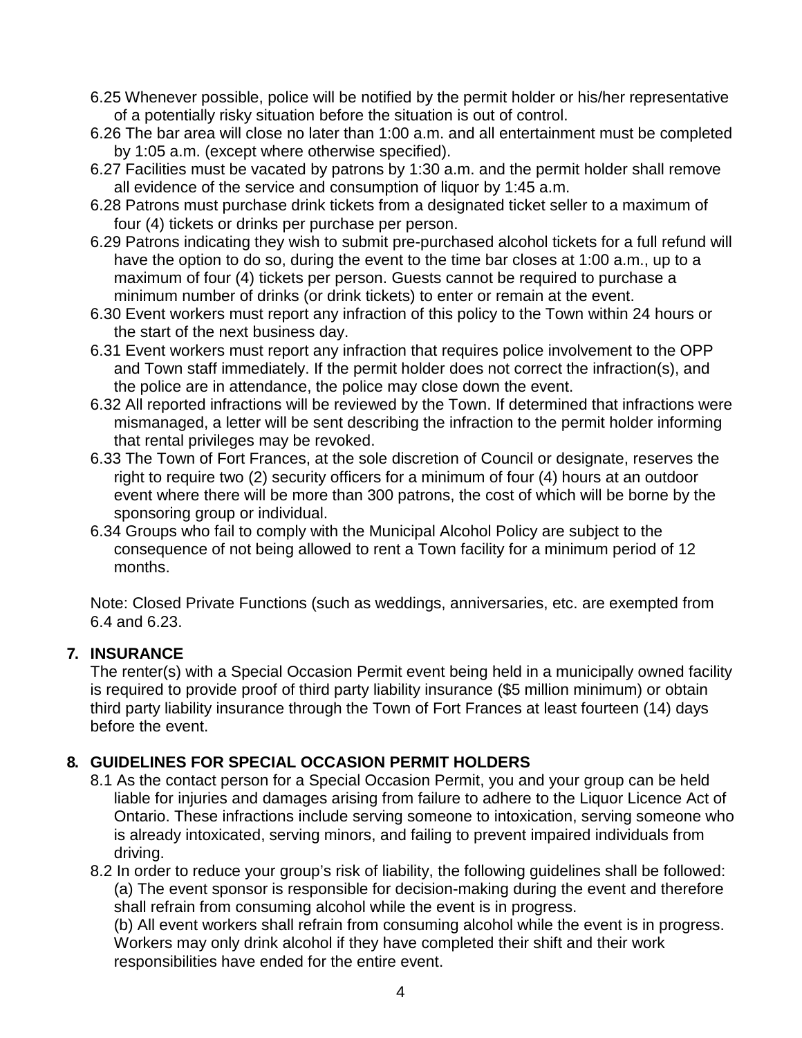6.25 Whenever possible, police will be notified by the permit holder or his/her representative of a potentially risky situation before the situation is out of control.

6.26 The bar area will close no later than 1:00 a.m. and all entertainment must be completed by 1:05 a.m. (except where otherwise specified).

6.27 Facilities must be vacated by patrons by 1:30 a.m. and the permit holder shall remove all evidence of the service and consumption of liquor by 1:45 a.m.

6.28 Patrons must purchase drink tickets from a designated ticket seller to a maximum of four (4) tickets or drinks per purchase per person.

6.29 Patrons indicating they wish to submit pre-purchased alcohol tickets for a full refund will have the option to do so, during the event to the time bar closes at 1:00 a.m., up to a maximum of four (4) tickets per person. Guests cannot be required to purchase a minimum number of drinks (or drink tickets) to enter or remain at the event.

6.30 Event workers must report any infraction of this policy to the Town within 24 hours or the start of the next business day.

6.31 Event workers must report any infraction that requires police involvement to the OPP and Town staff immediately. If the permit holder does not correct the infraction(s), and the police are in attendance, the police may close down the event.

6.32 All reported infractions will be reviewed by the Town. If determined that infractions were mismanaged, a letter will be sent describing the infraction to the permit holder informing that rental privileges may be revoked.

6.33 The Town of Fort Frances, at the sole discretion of Council or designate, reserves the right to require two (2) security officers for a minimum of four (4) hours at an outdoor event where there will be more than 300 patrons, the cost of which will be borne by the sponsoring group or individual.

6.34 Groups who fail to comply with the Municipal Alcohol Policy are subject to the consequence of not being allowed to rent a Town facility for a minimum period of 12 months.

Note: Closed Private Functions (such as weddings, anniversaries, etc. are exempted from 6.4 and 6.23.

## 7. INSURANCE

The renter(s) with a Special Occasion Permit event being held in a municipally owned facility is required to provide proof of third party liability insurance ($5 million minimum) or obtain third party liability insurance through the Town of Fort Frances at least fourteen (14) days before the event.

## 8. GUIDELINES FOR SPECIAL OCCASION PERMIT HOLDERS

8.1 As the contact person for a Special Occasion Permit, you and your group can be held liable for injuries and damages arising from failure to adhere to the Liquor Licence Act of Ontario. These infractions include serving someone to intoxication, serving someone who is already intoxicated, serving minors, and failing to prevent impaired individuals from driving.

8.2 In order to reduce your group's risk of liability, the following guidelines shall be followed:
(a) The event sponsor is responsible for decision-making during the event and therefore shall refrain from consuming alcohol while the event is in progress.
(b) All event workers shall refrain from consuming alcohol while the event is in progress. Workers may only drink alcohol if they have completed their shift and their work responsibilities have ended for the entire event.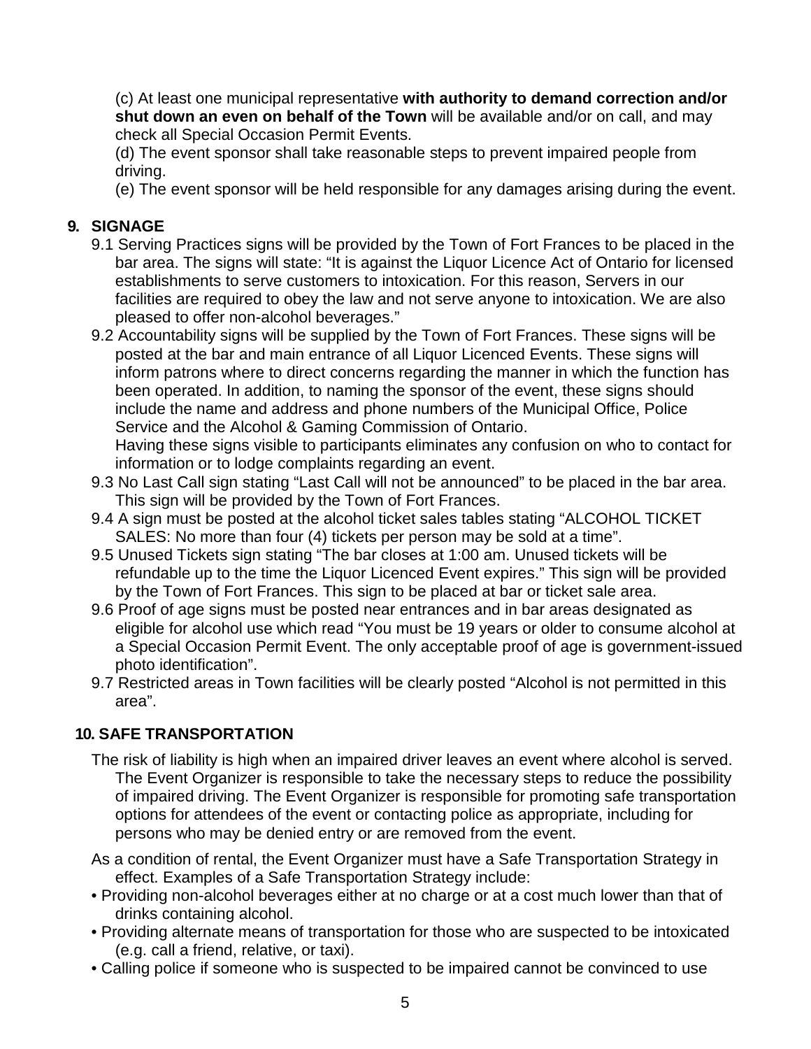(c) At least one municipal representative **with authority to demand correction and/or shut down an even on behalf of the Town** will be available and/or on call, and may check all Special Occasion Permit Events.

(d) The event sponsor shall take reasonable steps to prevent impaired people from driving.

(e) The event sponsor will be held responsible for any damages arising during the event.

## 9. SIGNAGE

9.1 Serving Practices signs will be provided by the Town of Fort Frances to be placed in the bar area. The signs will state: "It is against the Liquor Licence Act of Ontario for licensed establishments to serve customers to intoxication. For this reason, Servers in our facilities are required to obey the law and not serve anyone to intoxication. We are also pleased to offer non-alcohol beverages."

9.2 Accountability signs will be supplied by the Town of Fort Frances. These signs will be posted at the bar and main entrance of all Liquor Licenced Events. These signs will inform patrons where to direct concerns regarding the manner in which the function has been operated. In addition, to naming the sponsor of the event, these signs should include the name and address and phone numbers of the Municipal Office, Police Service and the Alcohol & Gaming Commission of Ontario.
Having these signs visible to participants eliminates any confusion on who to contact for information or to lodge complaints regarding an event.

9.3 No Last Call sign stating "Last Call will not be announced" to be placed in the bar area. This sign will be provided by the Town of Fort Frances.

9.4 A sign must be posted at the alcohol ticket sales tables stating "ALCOHOL TICKET SALES: No more than four (4) tickets per person may be sold at a time".

9.5 Unused Tickets sign stating "The bar closes at 1:00 am. Unused tickets will be refundable up to the time the Liquor Licenced Event expires." This sign will be provided by the Town of Fort Frances. This sign to be placed at bar or ticket sale area.

9.6 Proof of age signs must be posted near entrances and in bar areas designated as eligible for alcohol use which read "You must be 19 years or older to consume alcohol at a Special Occasion Permit Event. The only acceptable proof of age is government-issued photo identification".

9.7 Restricted areas in Town facilities will be clearly posted "Alcohol is not permitted in this area".

## 10. SAFE TRANSPORTATION

The risk of liability is high when an impaired driver leaves an event where alcohol is served. The Event Organizer is responsible to take the necessary steps to reduce the possibility of impaired driving. The Event Organizer is responsible for promoting safe transportation options for attendees of the event or contacting police as appropriate, including for persons who may be denied entry or are removed from the event.

As a condition of rental, the Event Organizer must have a Safe Transportation Strategy in effect. Examples of a Safe Transportation Strategy include:

- Providing non-alcohol beverages either at no charge or at a cost much lower than that of drinks containing alcohol.
- Providing alternate means of transportation for those who are suspected to be intoxicated (e.g. call a friend, relative, or taxi).
- Calling police if someone who is suspected to be impaired cannot be convinced to use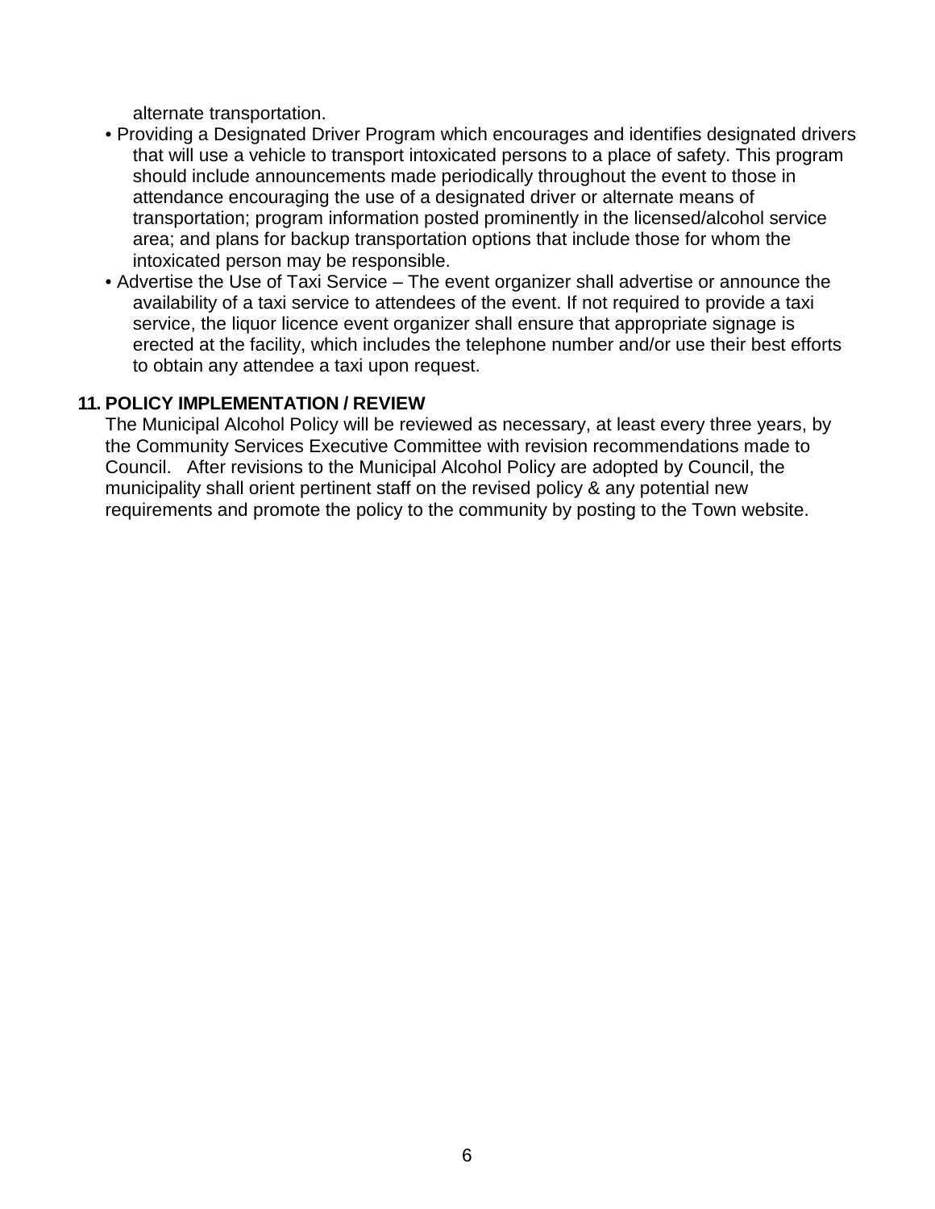alternate transportation.

- Providing a Designated Driver Program which encourages and identifies designated drivers that will use a vehicle to transport intoxicated persons to a place of safety. This program should include announcements made periodically throughout the event to those in attendance encouraging the use of a designated driver or alternate means of transportation; program information posted prominently in the licensed/alcohol service area; and plans for backup transportation options that include those for whom the intoxicated person may be responsible.
- Advertise the Use of Taxi Service – The event organizer shall advertise or announce the availability of a taxi service to attendees of the event. If not required to provide a taxi service, the liquor licence event organizer shall ensure that appropriate signage is erected at the facility, which includes the telephone number and/or use their best efforts to obtain any attendee a taxi upon request.

## 11. POLICY IMPLEMENTATION / REVIEW

The Municipal Alcohol Policy will be reviewed as necessary, at least every three years, by the Community Services Executive Committee with revision recommendations made to Council. After revisions to the Municipal Alcohol Policy are adopted by Council, the municipality shall orient pertinent staff on the revised policy & any potential new requirements and promote the policy to the community by posting to the Town website.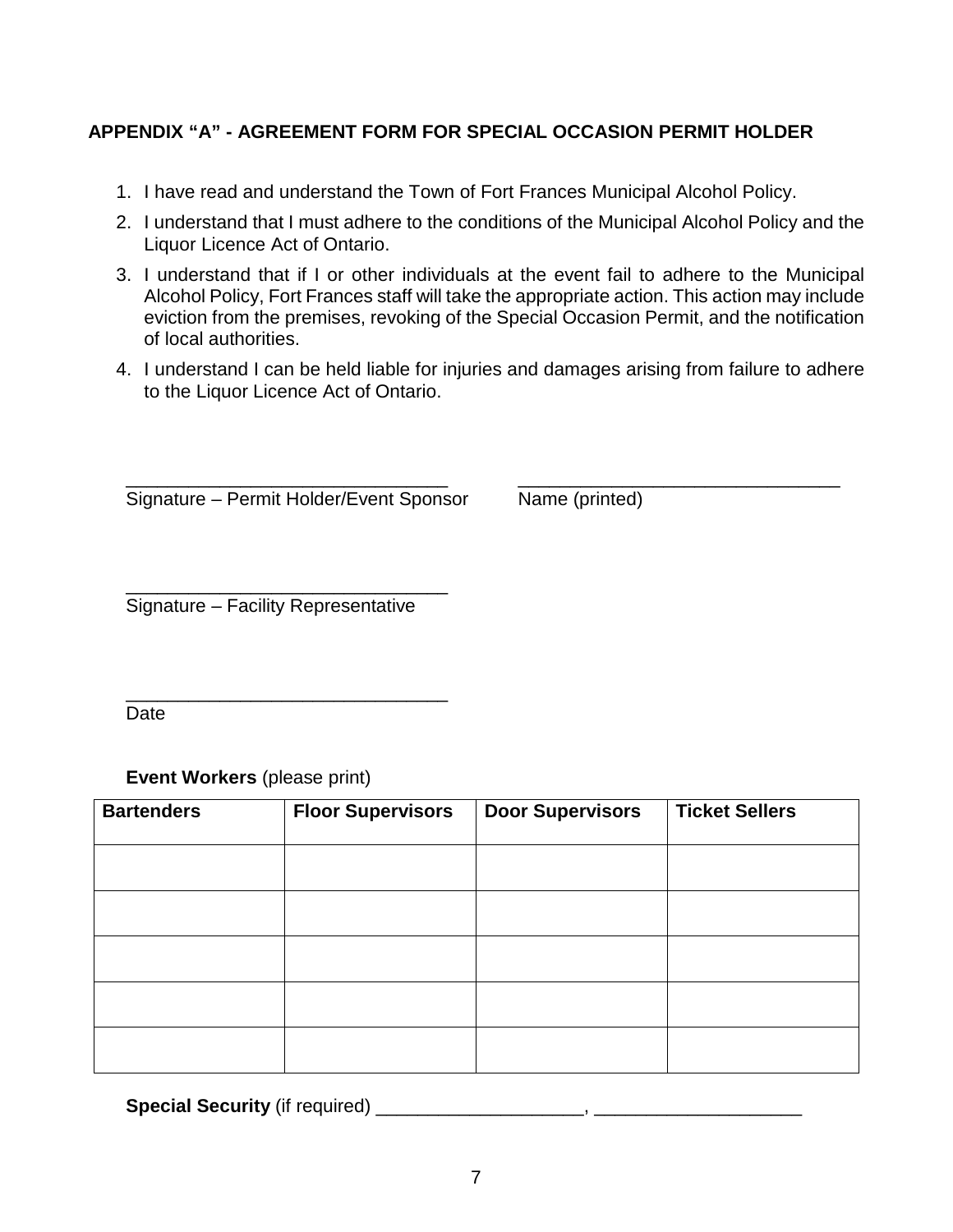## APPENDIX "A" - AGREEMENT FORM FOR SPECIAL OCCASION PERMIT HOLDER

1. I have read and understand the Town of Fort Frances Municipal Alcohol Policy.
2. I understand that I must adhere to the conditions of the Municipal Alcohol Policy and the Liquor Licence Act of Ontario.
3. I understand that if I or other individuals at the event fail to adhere to the Municipal Alcohol Policy, Fort Frances staff will take the appropriate action. This action may include eviction from the premises, revoking of the Special Occasion Permit, and the notification of local authorities.
4. I understand I can be held liable for injuries and damages arising from failure to adhere to the Liquor Licence Act of Ontario.

\_\_\_\_\_\_\_\_\_\_\_\_\_\_\_\_\_\_\_\_\_\_\_\_\_\_\_\_\_\_\_\_ \_\_\_\_\_\_\_\_\_\_\_\_\_\_\_\_\_\_\_\_\_\_\_\_\_\_\_\_\_\_\_\_
Signature – Permit Holder/Event Sponsor Name (printed)

\_\_\_\_\_\_\_\_\_\_\_\_\_\_\_\_\_\_\_\_\_\_\_\_\_\_\_\_\_\_\_\_
Signature – Facility Representative

\_\_\_\_\_\_\_\_\_\_\_\_\_\_\_\_\_\_\_\_\_\_\_\_\_\_\_\_\_\_\_\_
Date

**Event Workers** (please print)

| Bartenders | Floor Supervisors | Door Supervisors | Ticket Sellers |
|---|---|---|---|
| | | | |
| | | | |
| | | | |
| | | | |
| | | | |

**Special Security** (if required) \_\_\_\_\_\_\_\_\_\_\_\_\_\_\_\_\_\_\_\_, \_\_\_\_\_\_\_\_\_\_\_\_\_\_\_\_\_\_\_\_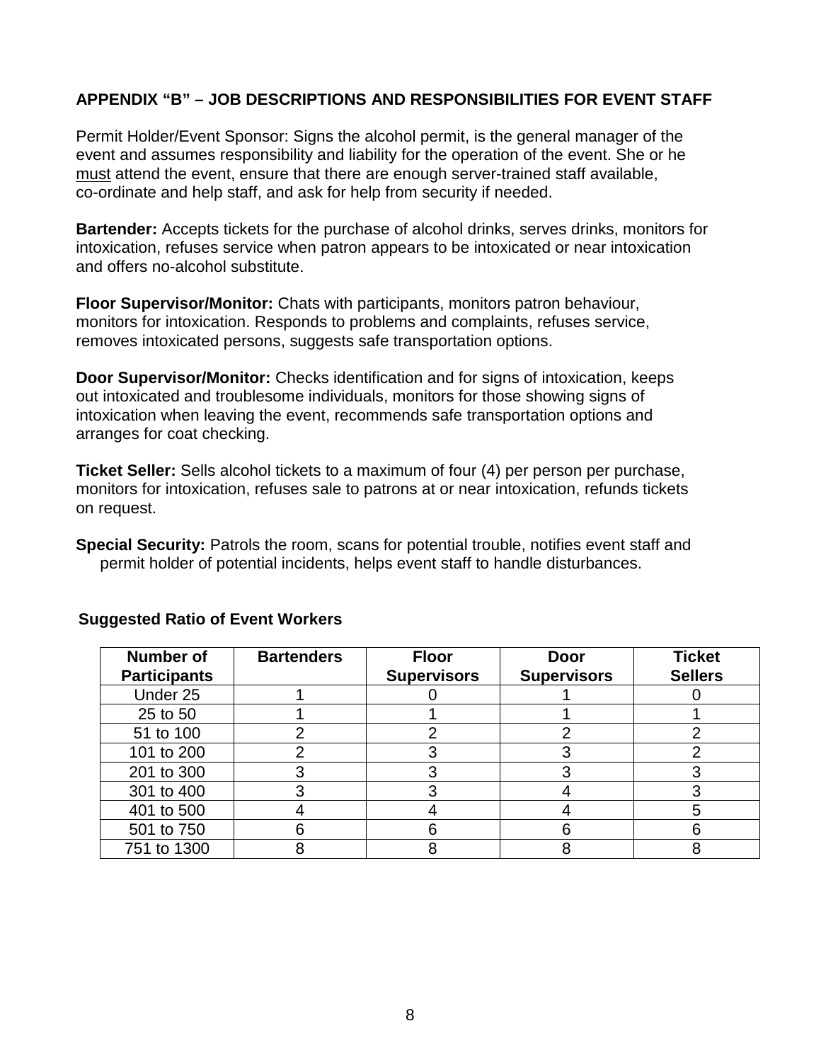## APPENDIX "B" – JOB DESCRIPTIONS AND RESPONSIBILITIES FOR EVENT STAFF

Permit Holder/Event Sponsor: Signs the alcohol permit, is the general manager of the event and assumes responsibility and liability for the operation of the event. She or he must attend the event, ensure that there are enough server-trained staff available, co-ordinate and help staff, and ask for help from security if needed.

**Bartender:** Accepts tickets for the purchase of alcohol drinks, serves drinks, monitors for intoxication, refuses service when patron appears to be intoxicated or near intoxication and offers no-alcohol substitute.

**Floor Supervisor/Monitor:** Chats with participants, monitors patron behaviour, monitors for intoxication. Responds to problems and complaints, refuses service, removes intoxicated persons, suggests safe transportation options.

**Door Supervisor/Monitor:** Checks identification and for signs of intoxication, keeps out intoxicated and troublesome individuals, monitors for those showing signs of intoxication when leaving the event, recommends safe transportation options and arranges for coat checking.

**Ticket Seller:** Sells alcohol tickets to a maximum of four (4) per person per purchase, monitors for intoxication, refuses sale to patrons at or near intoxication, refunds tickets on request.

**Special Security:** Patrols the room, scans for potential trouble, notifies event staff and permit holder of potential incidents, helps event staff to handle disturbances.

### Suggested Ratio of Event Workers

| Number of Participants | Bartenders | Floor Supervisors | Door Supervisors | Ticket Sellers |
|---|---|---|---|---|
| Under 25 | 1 | 0 | 1 | 0 |
| 25 to 50 | 1 | 1 | 1 | 1 |
| 51 to 100 | 2 | 2 | 2 | 2 |
| 101 to 200 | 2 | 3 | 3 | 2 |
| 201 to 300 | 3 | 3 | 3 | 3 |
| 301 to 400 | 3 | 3 | 4 | 3 |
| 401 to 500 | 4 | 4 | 4 | 5 |
| 501 to 750 | 6 | 6 | 6 | 6 |
| 751 to 1300 | 8 | 8 | 8 | 8 |